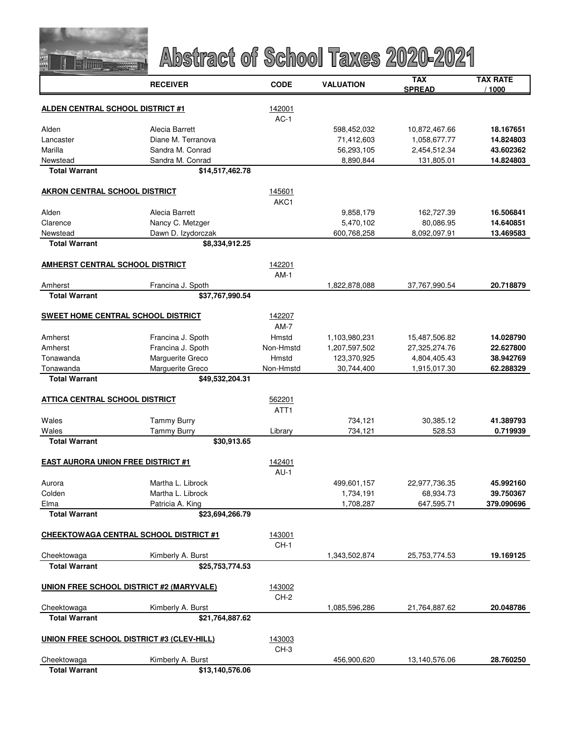# Abstract of School Taxes 2020-2021

| | RECEIVER | CODE | VALUATION | TAX SPREAD | TAX RATE / 1000 |
|---|---|---|---|---|---|
| **ALDEN CENTRAL SCHOOL DISTRICT #1** | | 142001 AC-1 | | | |
| Alden | Alecia Barrett | | 598,452,032 | 10,872,467.66 | **18.167651** |
| Lancaster | Diane M. Terranova | | 71,412,603 | 1,058,677.77 | **14.824803** |
| Marilla | Sandra M. Conrad | | 56,293,105 | 2,454,512.34 | **43.602362** |
| Newstead | Sandra M. Conrad | | 8,890,844 | 131,805.01 | **14.824803** |
| **Total Warrant** | **$14,517,462.78** | | | | |
| **AKRON CENTRAL SCHOOL DISTRICT** | | 145601 AKC1 | | | |
| Alden | Alecia Barrett | | 9,858,179 | 162,727.39 | **16.506841** |
| Clarence | Nancy C. Metzger | | 5,470,102 | 80,086.95 | **14.640851** |
| Newstead | Dawn D. Izydorczak | | 600,768,258 | 8,092,097.91 | **13.469583** |
| **Total Warrant** | **$8,334,912.25** | | | | |
| **AMHERST CENTRAL SCHOOL DISTRICT** | | 142201 AM-1 | | | |
| Amherst | Francina J. Spoth | | 1,822,878,088 | 37,767,990.54 | **20.718879** |
| **Total Warrant** | **$37,767,990.54** | | | | |
| **SWEET HOME CENTRAL SCHOOL DISTRICT** | | 142207 AM-7 | | | |
| Amherst | Francina J. Spoth | Hmstd | 1,103,980,231 | 15,487,506.82 | **14.028790** |
| Amherst | Francina J. Spoth | Non-Hmstd | 1,207,597,502 | 27,325,274.76 | **22.627800** |
| Tonawanda | Marguerite Greco | Hmstd | 123,370,925 | 4,804,405.43 | **38.942769** |
| Tonawanda | Marguerite Greco | Non-Hmstd | 30,744,400 | 1,915,017.30 | **62.288329** |
| **Total Warrant** | **$49,532,204.31** | | | | |
| **ATTICA CENTRAL SCHOOL DISTRICT** | | 562201 ATT1 | | | |
| Wales | Tammy Burry | | 734,121 | 30,385.12 | **41.389793** |
| Wales | Tammy Burry | Library | 734,121 | 528.53 | **0.719939** |
| **Total Warrant** | **$30,913.65** | | | | |
| **EAST AURORA UNION FREE DISTRICT #1** | | 142401 AU-1 | | | |
| Aurora | Martha L. Librock | | 499,601,157 | 22,977,736.35 | **45.992160** |
| Colden | Martha L. Librock | | 1,734,191 | 68,934.73 | **39.750367** |
| Elma | Patricia A. King | | 1,708,287 | 647,595.71 | **379.090696** |
| **Total Warrant** | **$23,694,266.79** | | | | |
| **CHEEKTOWAGA CENTRAL SCHOOL DISTRICT #1** | | 143001 CH-1 | | | |
| Cheektowaga | Kimberly A. Burst | | 1,343,502,874 | 25,753,774.53 | **19.169125** |
| **Total Warrant** | **$25,753,774.53** | | | | |
| **UNION FREE SCHOOL DISTRICT #2 (MARYVALE)** | | 143002 CH-2 | | | |
| Cheektowaga | Kimberly A. Burst | | 1,085,596,286 | 21,764,887.62 | **20.048786** |
| **Total Warrant** | **$21,764,887.62** | | | | |
| **UNION FREE SCHOOL DISTRICT #3 (CLEV-HILL)** | | 143003 CH-3 | | | |
| Cheektowaga | Kimberly A. Burst | | 456,900,620 | 13,140,576.06 | **28.760250** |
| **Total Warrant** | **$13,140,576.06** | | | | |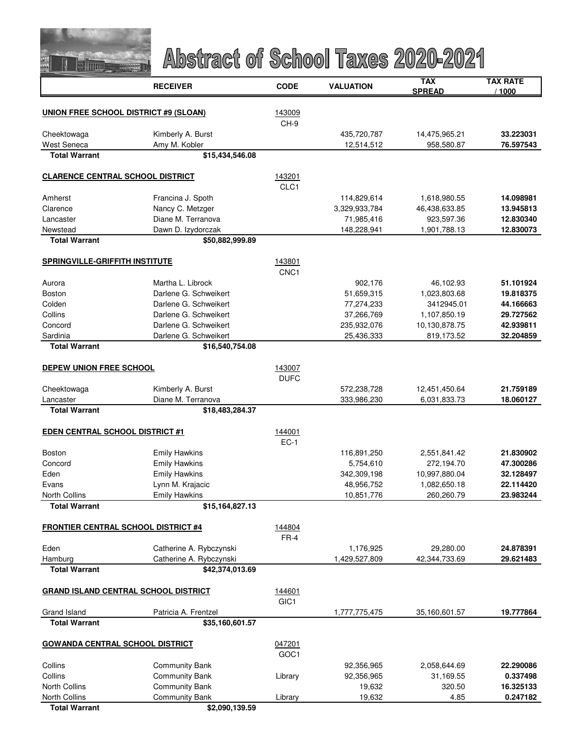# Abstract of School Taxes 2020-2021

| | RECEIVER | CODE | VALUATION | TAX SPREAD | TAX RATE / 1000 |
|---|---|---|---|---|---|
| **UNION FREE SCHOOL DISTRICT #9 (SLOAN)** | | 143009 CH-9 | | | |
| Cheektowaga | Kimberly A. Burst | | 435,720,787 | 14,475,965.21 | **33.223031** |
| West Seneca | Amy M. Kobler | | 12,514,512 | 958,580.87 | **76.597543** |
| **Total Warrant** | **$15,434,546.08** | | | | |
| **CLARENCE CENTRAL SCHOOL DISTRICT** | | 143201 CLC1 | | | |
| Amherst | Francina J. Spoth | | 114,829,614 | 1,618,980.55 | **14.098981** |
| Clarence | Nancy C. Metzger | | 3,329,933,784 | 46,438,633.85 | **13.945813** |
| Lancaster | Diane M. Terranova | | 71,985,416 | 923,597.36 | **12.830340** |
| Newstead | Dawn D. Izydorczak | | 148,228,941 | 1,901,788.13 | **12.830073** |
| **Total Warrant** | **$50,882,999.89** | | | | |
| **SPRINGVILLE-GRIFFITH INSTITUTE** | | 143801 CNC1 | | | |
| Aurora | Martha L. Librock | | 902,176 | 46,102.93 | **51.101924** |
| Boston | Darlene G. Schweikert | | 51,659,315 | 1,023,803.68 | **19.818375** |
| Colden | Darlene G. Schweikert | | 77,274,233 | 3412945.01 | **44.166663** |
| Collins | Darlene G. Schweikert | | 37,266,769 | 1,107,850.19 | **29.727562** |
| Concord | Darlene G. Schweikert | | 235,932,076 | 10,130,878.75 | **42.939811** |
| Sardinia | Darlene G. Schweikert | | 25,436,333 | 819,173.52 | **32.204859** |
| **Total Warrant** | **$16,540,754.08** | | | | |
| **DEPEW UNION FREE SCHOOL** | | 143007 DUFC | | | |
| Cheektowaga | Kimberly A. Burst | | 572,238,728 | 12,451,450.64 | **21.759189** |
| Lancaster | Diane M. Terranova | | 333,986,230 | 6,031,833.73 | **18.060127** |
| **Total Warrant** | **$18,483,284.37** | | | | |
| **EDEN CENTRAL SCHOOL DISTRICT #1** | | 144001 EC-1 | | | |
| Boston | Emily Hawkins | | 116,891,250 | 2,551,841.42 | **21.830902** |
| Concord | Emily Hawkins | | 5,754,610 | 272,194.70 | **47.300286** |
| Eden | Emily Hawkins | | 342,309,198 | 10,997,880.04 | **32.128497** |
| Evans | Lynn M. Krajacic | | 48,956,752 | 1,082,650.18 | **22.114420** |
| North Collins | Emily Hawkins | | 10,851,776 | 260,260.79 | **23.983244** |
| **Total Warrant** | **$15,164,827.13** | | | | |
| **FRONTIER CENTRAL SCHOOL DISTRICT #4** | | 144804 FR-4 | | | |
| Eden | Catherine A. Rybczynski | | 1,176,925 | 29,280.00 | **24.878391** |
| Hamburg | Catherine A. Rybczynski | | 1,429,527,809 | 42,344,733.69 | **29.621483** |
| **Total Warrant** | **$42,374,013.69** | | | | |
| **GRAND ISLAND CENTRAL SCHOOL DISTRICT** | | 144601 GIC1 | | | |
| Grand Island | Patricia A. Frentzel | | 1,777,775,475 | 35,160,601.57 | **19.777864** |
| **Total Warrant** | **$35,160,601.57** | | | | |
| **GOWANDA CENTRAL SCHOOL DISTRICT** | | 047201 GOC1 | | | |
| Collins | Community Bank | | 92,356,965 | 2,058,644.69 | **22.290086** |
| Collins | Community Bank | Library | 92,356,965 | 31,169.55 | **0.337498** |
| North Collins | Community Bank | | 19,632 | 320.50 | **16.325133** |
| North Collins | Community Bank | Library | 19,632 | 4.85 | **0.247182** |
| **Total Warrant** | **$2,090,139.59** | | | | |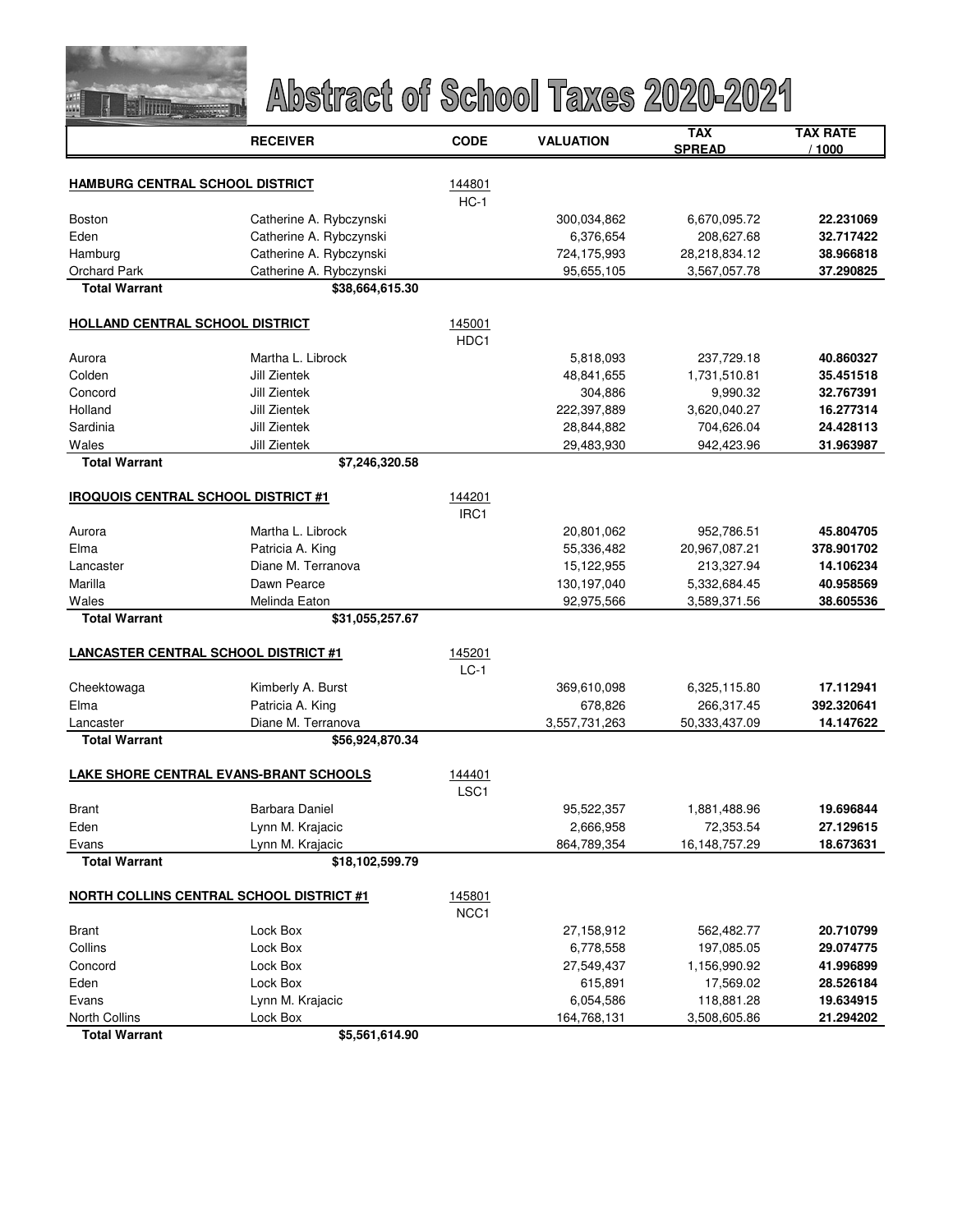# Abstract of School Taxes 2020-2021

| | RECEIVER | CODE | VALUATION | TAX SPREAD | TAX RATE / 1000 |
|---|---|---|---|---|---|
| **HAMBURG CENTRAL SCHOOL DISTRICT** | | 144801 HC-1 | | | |
| Boston | Catherine A. Rybczynski | | 300,034,862 | 6,670,095.72 | **22.231069** |
| Eden | Catherine A. Rybczynski | | 6,376,654 | 208,627.68 | **32.717422** |
| Hamburg | Catherine A. Rybczynski | | 724,175,993 | 28,218,834.12 | **38.966818** |
| Orchard Park | Catherine A. Rybczynski | | 95,655,105 | 3,567,057.78 | **37.290825** |
| **Total Warrant** | **$38,664,615.30** | | | | |
| **HOLLAND CENTRAL SCHOOL DISTRICT** | | 145001 HDC1 | | | |
| Aurora | Martha L. Librock | | 5,818,093 | 237,729.18 | **40.860327** |
| Colden | Jill Zientek | | 48,841,655 | 1,731,510.81 | **35.451518** |
| Concord | Jill Zientek | | 304,886 | 9,990.32 | **32.767391** |
| Holland | Jill Zientek | | 222,397,889 | 3,620,040.27 | **16.277314** |
| Sardinia | Jill Zientek | | 28,844,882 | 704,626.04 | **24.428113** |
| Wales | Jill Zientek | | 29,483,930 | 942,423.96 | **31.963987** |
| **Total Warrant** | **$7,246,320.58** | | | | |
| **IROQUOIS CENTRAL SCHOOL DISTRICT #1** | | 144201 IRC1 | | | |
| Aurora | Martha L. Librock | | 20,801,062 | 952,786.51 | **45.804705** |
| Elma | Patricia A. King | | 55,336,482 | 20,967,087.21 | **378.901702** |
| Lancaster | Diane M. Terranova | | 15,122,955 | 213,327.94 | **14.106234** |
| Marilla | Dawn Pearce | | 130,197,040 | 5,332,684.45 | **40.958569** |
| Wales | Melinda Eaton | | 92,975,566 | 3,589,371.56 | **38.605536** |
| **Total Warrant** | **$31,055,257.67** | | | | |
| **LANCASTER CENTRAL SCHOOL DISTRICT #1** | | 145201 LC-1 | | | |
| Cheektowaga | Kimberly A. Burst | | 369,610,098 | 6,325,115.80 | **17.112941** |
| Elma | Patricia A. King | | 678,826 | 266,317.45 | **392.320641** |
| Lancaster | Diane M. Terranova | | 3,557,731,263 | 50,333,437.09 | **14.147622** |
| **Total Warrant** | **$56,924,870.34** | | | | |
| **LAKE SHORE CENTRAL EVANS-BRANT SCHOOLS** | | 144401 LSC1 | | | |
| Brant | Barbara Daniel | | 95,522,357 | 1,881,488.96 | **19.696844** |
| Eden | Lynn M. Krajacic | | 2,666,958 | 72,353.54 | **27.129615** |
| Evans | Lynn M. Krajacic | | 864,789,354 | 16,148,757.29 | **18.673631** |
| **Total Warrant** | **$18,102,599.79** | | | | |
| **NORTH COLLINS CENTRAL SCHOOL DISTRICT #1** | | 145801 NCC1 | | | |
| Brant | Lock Box | | 27,158,912 | 562,482.77 | **20.710799** |
| Collins | Lock Box | | 6,778,558 | 197,085.05 | **29.074775** |
| Concord | Lock Box | | 27,549,437 | 1,156,990.92 | **41.996899** |
| Eden | Lock Box | | 615,891 | 17,569.02 | **28.526184** |
| Evans | Lynn M. Krajacic | | 6,054,586 | 118,881.28 | **19.634915** |
| North Collins | Lock Box | | 164,768,131 | 3,508,605.86 | **21.294202** |
| **Total Warrant** | **$5,561,614.90** | | | | |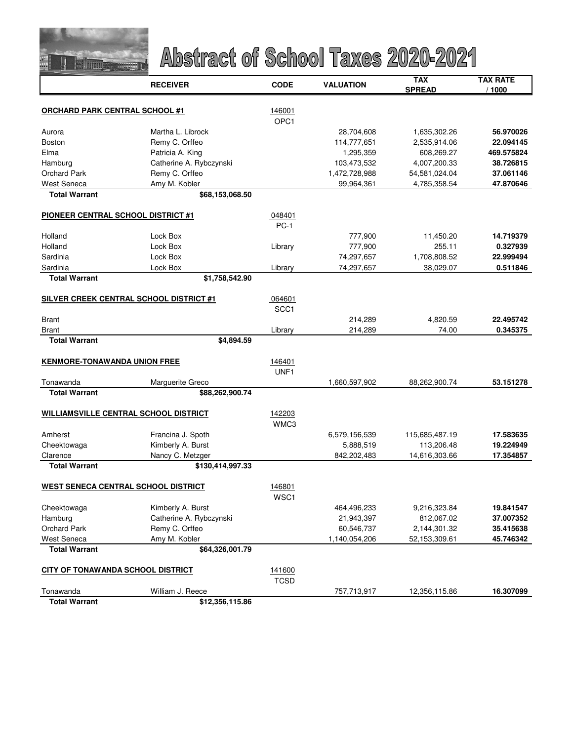# Abstract of School Taxes 2020-2021

| | RECEIVER | CODE | VALUATION | TAX SPREAD | TAX RATE / 1000 |
|---|---|---|---|---|---|
| **ORCHARD PARK CENTRAL SCHOOL #1** | | 146001 OPC1 | | | |
| Aurora | Martha L. Librock | | 28,704,608 | 1,635,302.26 | **56.970026** |
| Boston | Remy C. Orffeo | | 114,777,651 | 2,535,914.06 | **22.094145** |
| Elma | Patricia A. King | | 1,295,359 | 608,269.27 | **469.575824** |
| Hamburg | Catherine A. Rybczynski | | 103,473,532 | 4,007,200.33 | **38.726815** |
| Orchard Park | Remy C. Orffeo | | 1,472,728,988 | 54,581,024.04 | **37.061146** |
| West Seneca | Amy M. Kobler | | 99,964,361 | 4,785,358.54 | **47.870646** |
| **Total Warrant** | **$68,153,068.50** | | | | |
| **PIONEER CENTRAL SCHOOL DISTRICT #1** | | 048401 PC-1 | | | |
| Holland | Lock Box | | 777,900 | 11,450.20 | **14.719379** |
| Holland | Lock Box | Library | 777,900 | 255.11 | **0.327939** |
| Sardinia | Lock Box | | 74,297,657 | 1,708,808.52 | **22.999494** |
| Sardinia | Lock Box | Library | 74,297,657 | 38,029.07 | **0.511846** |
| **Total Warrant** | **$1,758,542.90** | | | | |
| **SILVER CREEK CENTRAL SCHOOL DISTRICT #1** | | 064601 SCC1 | | | |
| Brant | | | 214,289 | 4,820.59 | **22.495742** |
| Brant | | Library | 214,289 | 74.00 | **0.345375** |
| **Total Warrant** | **$4,894.59** | | | | |
| **KENMORE-TONAWANDA UNION FREE** | | 146401 UNF1 | | | |
| Tonawanda | Marguerite Greco | | 1,660,597,902 | 88,262,900.74 | **53.151278** |
| **Total Warrant** | **$88,262,900.74** | | | | |
| **WILLIAMSVILLE CENTRAL SCHOOL DISTRICT** | | 142203 WMC3 | | | |
| Amherst | Francina J. Spoth | | 6,579,156,539 | 115,685,487.19 | **17.583635** |
| Cheektowaga | Kimberly A. Burst | | 5,888,519 | 113,206.48 | **19.224949** |
| Clarence | Nancy C. Metzger | | 842,202,483 | 14,616,303.66 | **17.354857** |
| **Total Warrant** | **$130,414,997.33** | | | | |
| **WEST SENECA CENTRAL SCHOOL DISTRICT** | | 146801 WSC1 | | | |
| Cheektowaga | Kimberly A. Burst | | 464,496,233 | 9,216,323.84 | **19.841547** |
| Hamburg | Catherine A. Rybczynski | | 21,943,397 | 812,067.02 | **37.007352** |
| Orchard Park | Remy C. Orffeo | | 60,546,737 | 2,144,301.32 | **35.415638** |
| West Seneca | Amy M. Kobler | | 1,140,054,206 | 52,153,309.61 | **45.746342** |
| **Total Warrant** | **$64,326,001.79** | | | | |
| **CITY OF TONAWANDA SCHOOL DISTRICT** | | 141600 TCSD | | | |
| Tonawanda | William J. Reece | | 757,713,917 | 12,356,115.86 | **16.307099** |
| **Total Warrant** | **$12,356,115.86** | | | | |